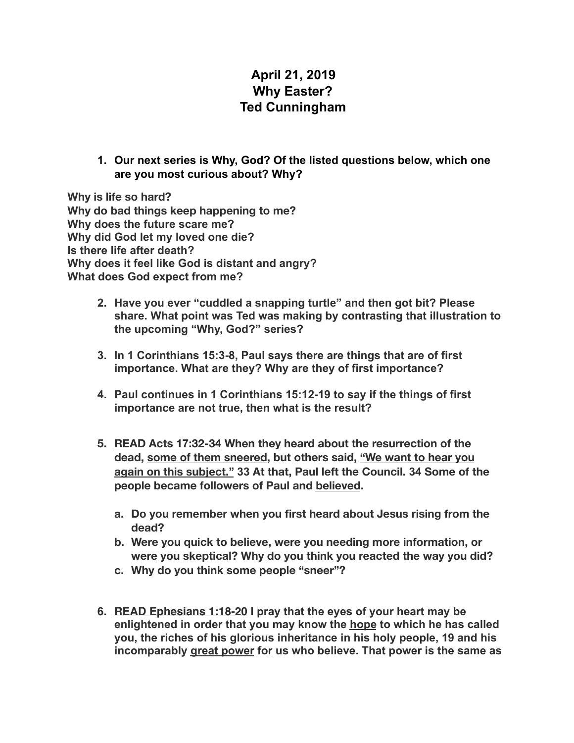# April 21, 2019
# Why Easter?
# Ted Cunningham

1. **Our next series is Why, God? Of the listed questions below, which one are you most curious about? Why?**

**Why is life so hard?**
**Why do bad things keep happening to me?**
**Why does the future scare me?**
**Why did God let my loved one die?**
**Is there life after death?**
**Why does it feel like God is distant and angry?**
**What does God expect from me?**

2. **Have you ever "cuddled a snapping turtle" and then got bit? Please share. What point was Ted was making by contrasting that illustration to the upcoming "Why, God?" series?**

3. **In 1 Corinthians 15:3-8, Paul says there are things that are of first importance. What are they? Why are they of first importance?**

4. **Paul continues in 1 Corinthians 15:12-19 to say if the things of first importance are not true, then what is the result?**

5. **<u>READ Acts 17:32-34</u> When they heard about the resurrection of the dead, <u>some of them sneered</u>, but others said, <u>"We want to hear you again on this subject."</u> 33 At that, Paul left the Council. 34 Some of the people became followers of Paul and <u>believed</u>.**

    a. **Do you remember when you first heard about Jesus rising from the dead?**
    b. **Were you quick to believe, were you needing more information, or were you skeptical? Why do you think you reacted the way you did?**
    c. **Why do you think some people "sneer"?**

6. **<u>READ Ephesians 1:18-20</u> I pray that the eyes of your heart may be enlightened in order that you may know the <u>hope</u> to which he has called you, the riches of his glorious inheritance in his holy people, 19 and his incomparably <u>great power</u> for us who believe. That power is the same as**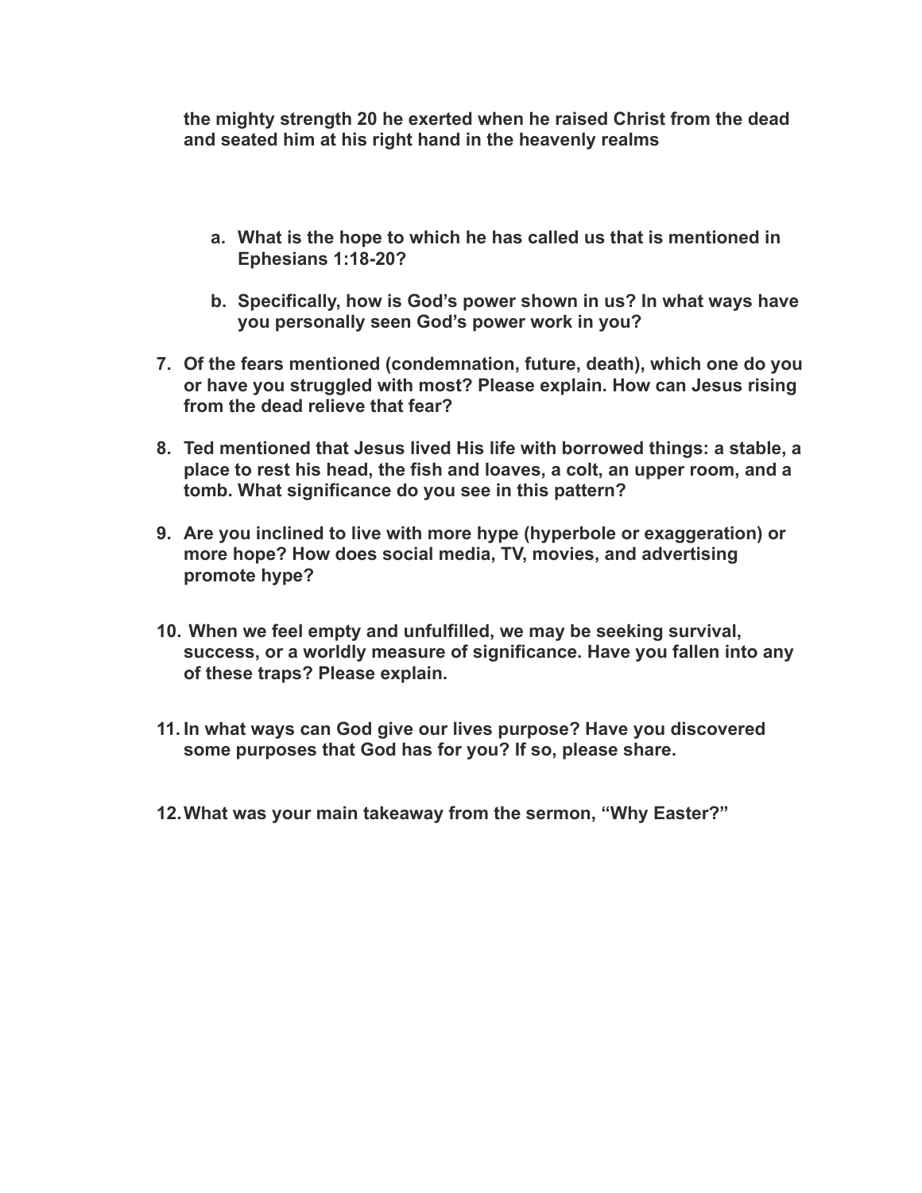**the mighty strength 20 he exerted when he raised Christ from the dead and seated him at his right hand in the heavenly realms**

   a. **What is the hope to which he has called us that is mentioned in Ephesians 1:18-20?**

   b. **Specifically, how is God's power shown in us? In what ways have you personally seen God's power work in you?**

7. **Of the fears mentioned (condemnation, future, death), which one do you or have you struggled with most? Please explain. How can Jesus rising from the dead relieve that fear?**

8. **Ted mentioned that Jesus lived His life with borrowed things: a stable, a place to rest his head, the fish and loaves, a colt, an upper room, and a tomb. What significance do you see in this pattern?**

9. **Are you inclined to live with more hype (hyperbole or exaggeration) or more hope? How does social media, TV, movies, and advertising promote hype?**

10. **When we feel empty and unfulfilled, we may be seeking survival, success, or a worldly measure of significance. Have you fallen into any of these traps? Please explain.**

11. **In what ways can God give our lives purpose? Have you discovered some purposes that God has for you? If so, please share.**

12. **What was your main takeaway from the sermon, "Why Easter?"**